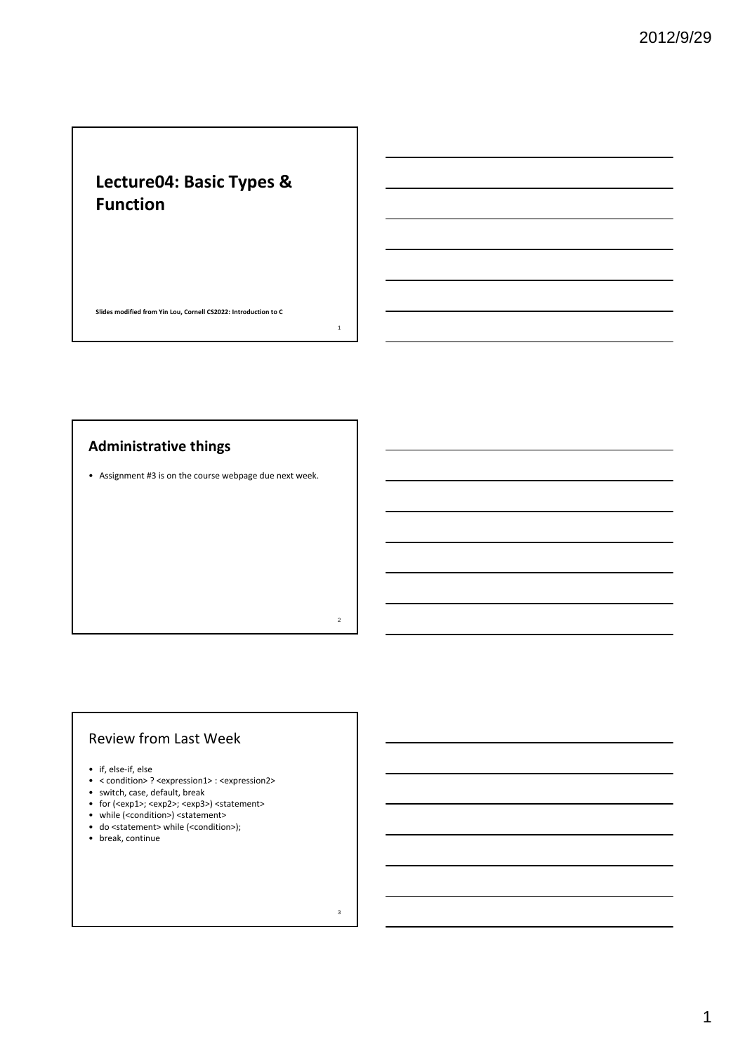# Lecture04: Basic Types & Function

Slides modified from Yin Lou, Cornell CS2022: Introduction to C

## Administrative things

- Assignment #3 is on the course webpage due next week.

## Review from Last Week

- if, else-if, else
- < condition> ? <expression1> : <expression2>
- switch, case, default, break
- for (<exp1>; <exp2>; <exp3>) <statement>
- while (<condition>) <statement>
- do <statement> while (<condition>);
- break, continue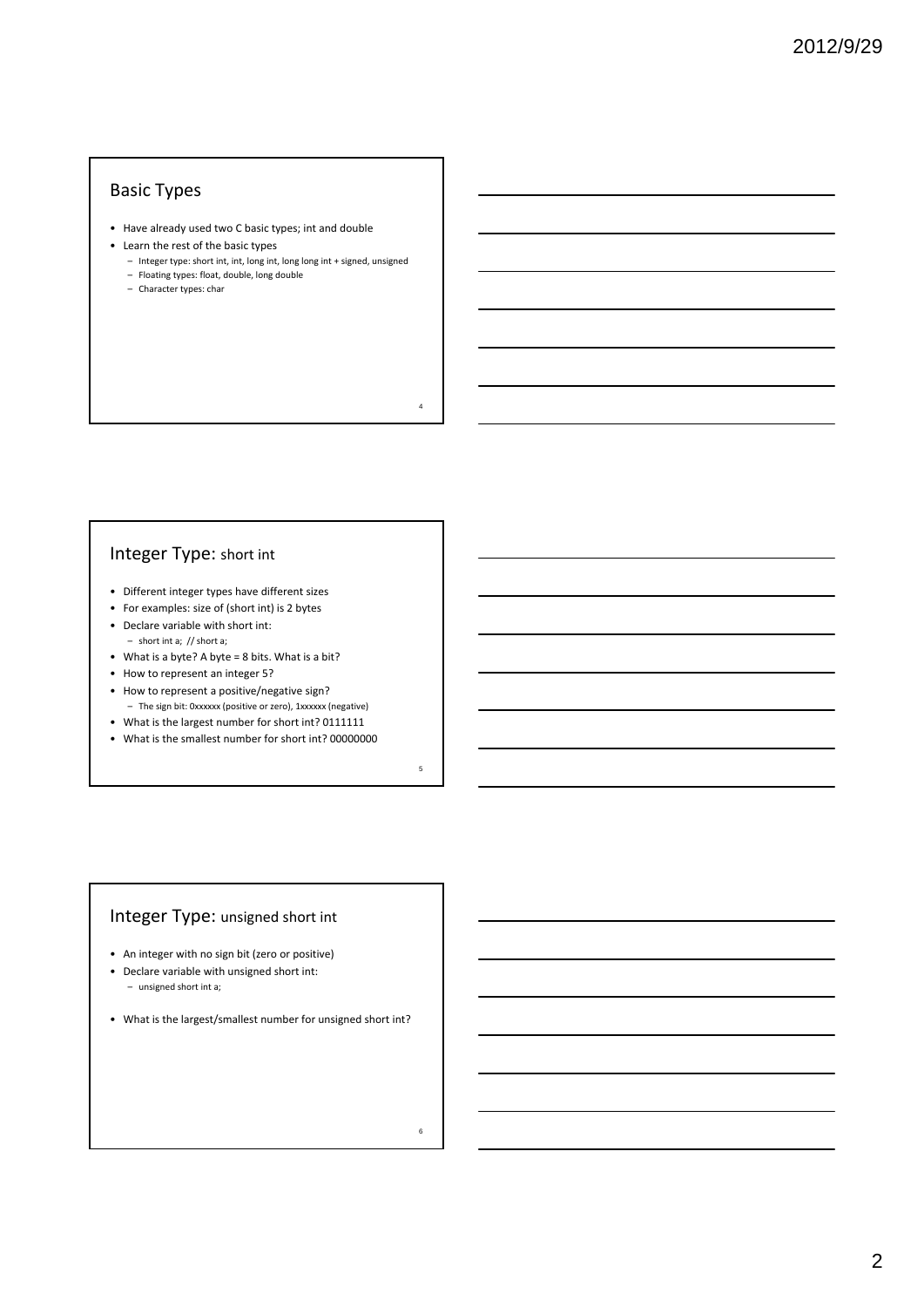## Basic Types

- Have already used two C basic types; int and double
- Learn the rest of the basic types
  - Integer type: short int, int, long int, long long int + signed, unsigned
  - Floating types: float, double, long double
  - Character types: char

## Integer Type: short int

- Different integer types have different sizes
- For examples: size of (short int) is 2 bytes
- Declare variable with short int:
  - short int a; // short a;
- What is a byte? A byte = 8 bits. What is a bit?
- How to represent an integer 5?
- How to represent a positive/negative sign?
  - The sign bit: 0xxxxxx (positive or zero), 1xxxxxx (negative)
- What is the largest number for short int? 0111111
- What is the smallest number for short int? 00000000

## Integer Type: unsigned short int

- An integer with no sign bit (zero or positive)
- Declare variable with unsigned short int:
  - unsigned short int a;
- What is the largest/smallest number for unsigned short int?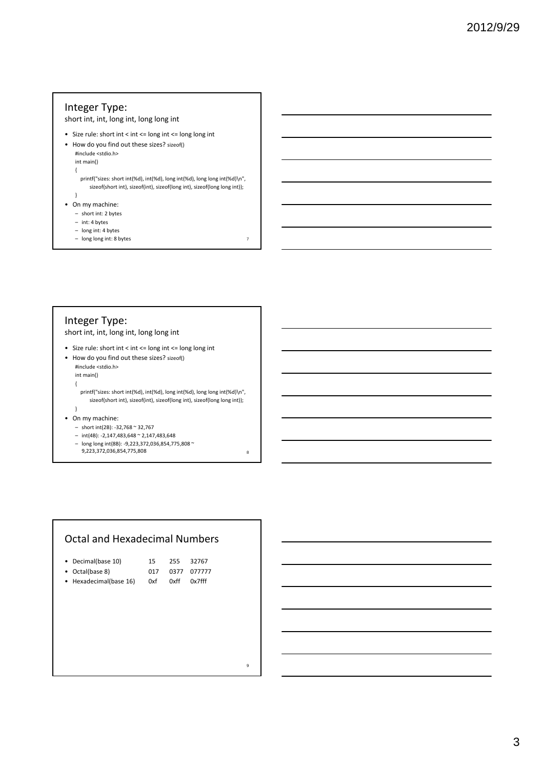## Integer Type:

short int, int, long int, long long int

- Size rule: short int < int <= long int <= long long int
- How do you find out these sizes? sizeof()

```
#include <stdio.h>
int main()
{
   printf("sizes: short int(%d), int(%d), long int(%d), long long int(%d)\n",
       sizeof(short int), sizeof(int), sizeof(long int), sizeof(long long int));
}
```

- On my machine:
  - short int: 2 bytes
  - int: 4 bytes
  - long int: 4 bytes
  - long long int: 8 bytes

## Integer Type:

short int, int, long int, long long int

- Size rule: short int < int <= long int <= long long int
- How do you find out these sizes? sizeof()

```
#include <stdio.h>
int main()
{
   printf("sizes: short int(%d), int(%d), long int(%d), long long int(%d)\n",
       sizeof(short int), sizeof(int), sizeof(long int), sizeof(long long int));
}
```

- On my machine:
  - short int(2B): -32,768 ~ 32,767
  - int(4B): -2,147,483,648 ~ 2,147,483,648
  - long long int(8B): -9,223,372,036,854,775,808 ~ 9,223,372,036,854,775,808

## Octal and Hexadecimal Numbers

| | | | |
|---|---|---|---|
| • Decimal(base 10) | 15 | 255 | 32767 |
| • Octal(base 8) | 017 | 0377 | 077777 |
| • Hexadecimal(base 16) | 0xf | 0xff | 0x7fff |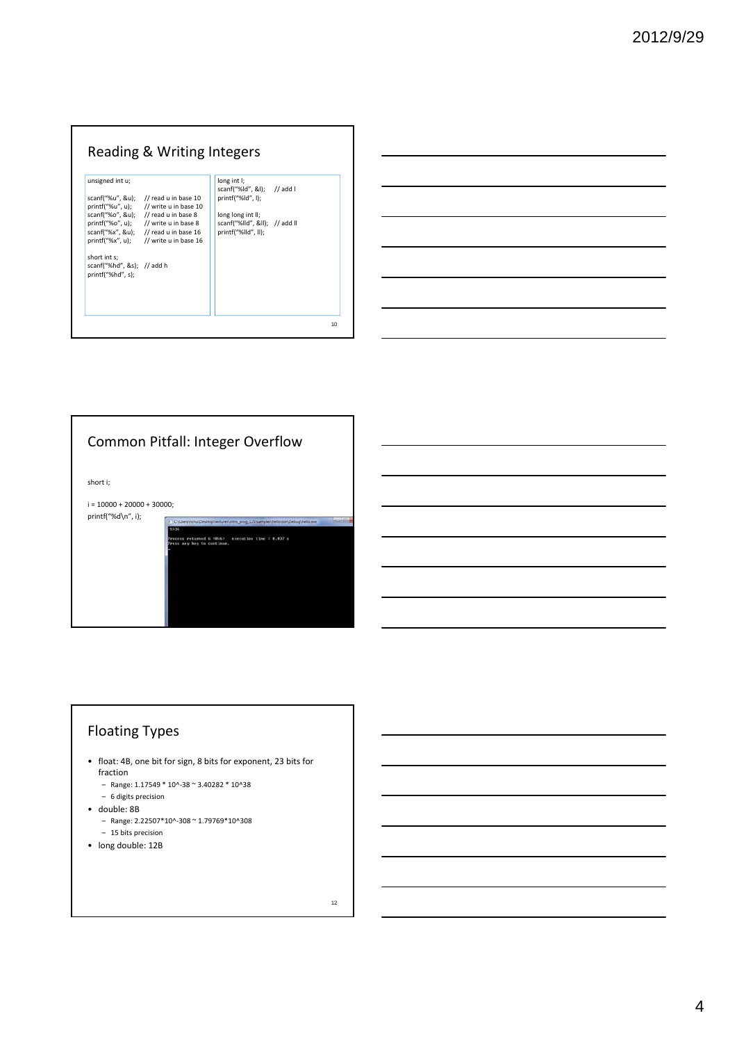## Reading & Writing Integers

```
unsigned int u;

scanf("%u", &u);    // read u in base 10
printf("%u", u);    // write u in base 10
scanf("%o", &u);    // read u in base 8
printf("%o", u);    // write u in base 8
scanf("%x", &u);    // read u in base 16
printf("%x", u);    // write u in base 16

short int s;
scanf("%hd", &s);  // add h
printf("%hd", s);
```

```
long int l;
scanf("%ld", &l);    // add l
printf("%ld", l);

long long int ll;
scanf("%lld", &ll);  // add ll
printf("%lld", ll);
```

## Common Pitfall: Integer Overflow

```
short i;

i = 10000 + 20000 + 30000;
printf("%d\n", i);
```

## Floating Types

- float: 4B, one bit for sign, 8 bits for exponent, 23 bits for fraction
  - Range: 1.17549 * 10^-38 ~ 3.40282 * 10^38
  - 6 digits precision
- double: 8B
  - Range: 2.22507*10^-308 ~ 1.79769*10^308
  - 15 bits precision
- long double: 12B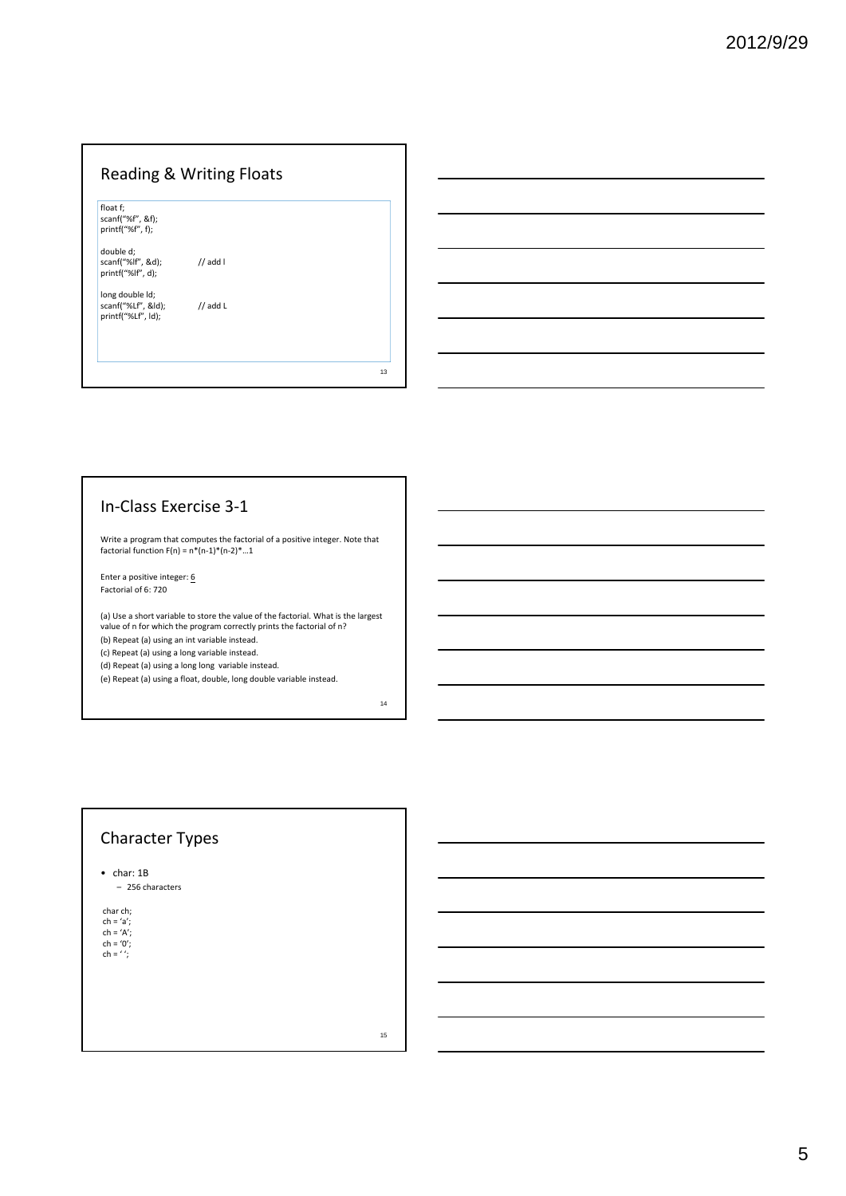## Reading & Writing Floats

```
float f;
scanf("%f", &f);
printf("%f", f);

double d;
scanf("%lf", &d);          // add l
printf("%lf", d);

long double ld;
scanf("%Lf", &ld);         // add L
printf("%Lf", ld);
```

## In-Class Exercise 3-1

Write a program that computes the factorial of a positive integer. Note that factorial function F(n) = n*(n-1)*(n-2)*…1

Enter a positive integer: <u>6</u>
Factorial of 6: 720

(a) Use a short variable to store the value of the factorial. What is the largest value of n for which the program correctly prints the factorial of n?

(b) Repeat (a) using an int variable instead.

(c) Repeat (a) using a long variable instead.

(d) Repeat (a) using a long long variable instead.

(e) Repeat (a) using a float, double, long double variable instead.

## Character Types

- char: 1B
  - 256 characters

```
char ch;
ch = 'a';
ch = 'A';
ch = '0';
ch = ' ';
```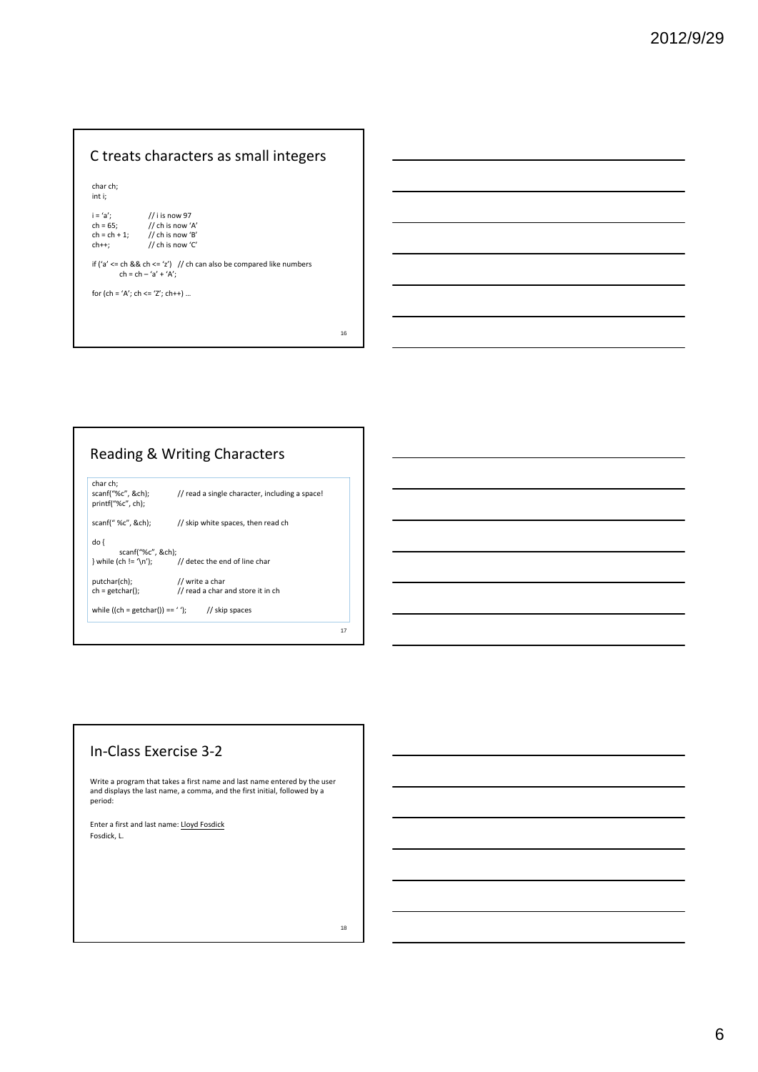## C treats characters as small integers

```
char ch;
int i;

i = 'a';            // i is now 97
ch = 65;            // ch is now 'A'
ch = ch + 1;        // ch is now 'B'
ch++;               // ch is now 'C'

if ('a' <= ch && ch <= 'z')   // ch can also be compared like numbers
        ch = ch – 'a' + 'A';

for (ch = 'A'; ch <= 'Z'; ch++) …
```

## Reading & Writing Characters

```
char ch;
scanf("%c", &ch);          // read a single character, including a space!
printf("%c", ch);

scanf(" %c", &ch);         // skip white spaces, then read ch

do {
        scanf("%c", &ch);
} while (ch != '\n');      // detec the end of line char

putchar(ch);               // write a char
ch = getchar();            // read a char and store it in ch

while ((ch = getchar()) == ' ');        // skip spaces
```

## In-Class Exercise 3-2

Write a program that takes a first name and last name entered by the user and displays the last name, a comma, and the first initial, followed by a period:

```
Enter a first and last name: Lloyd Fosdick
Fosdick, L.
```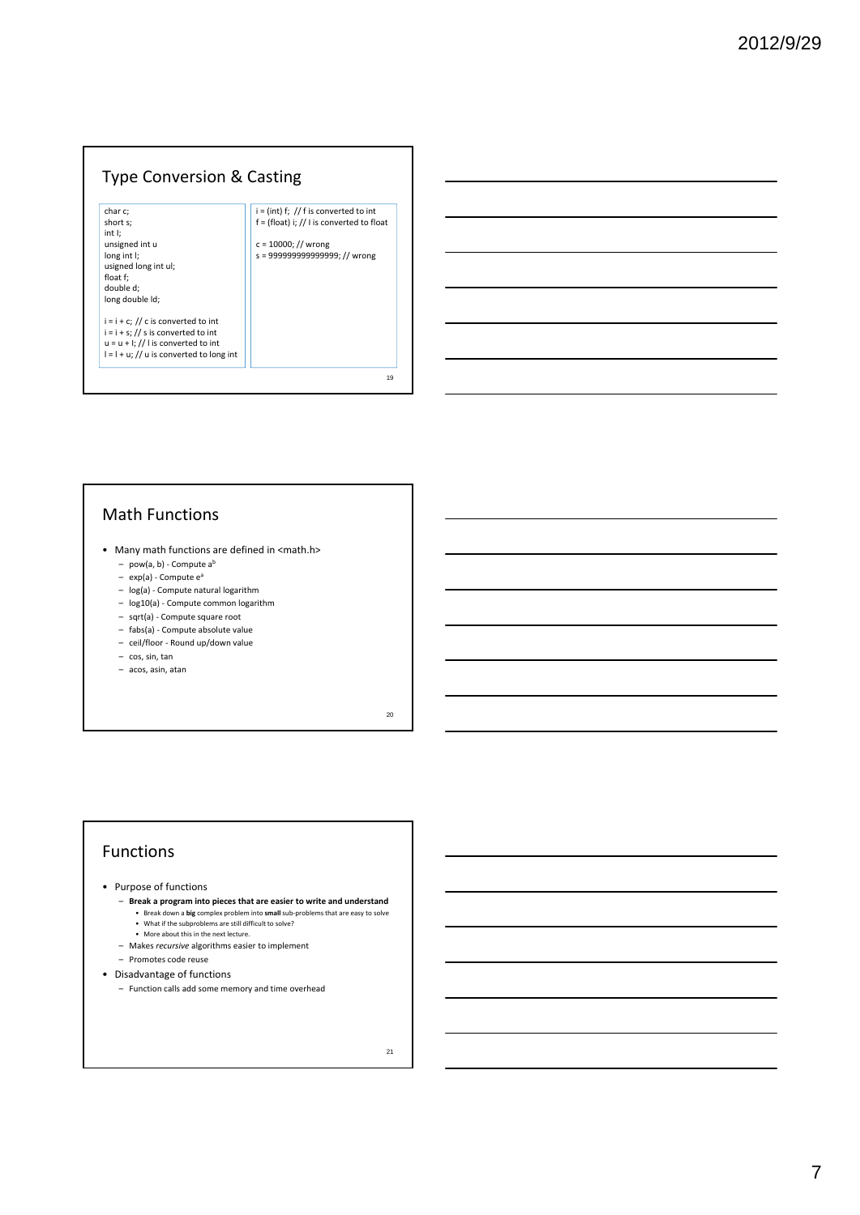## Type Conversion & Casting

```
char c;
short s;
int I;
unsigned int u
long int l;
usigned long int ul;
float f;
double d;
long double ld;

i = i + c; // c is converted to int
i = i + s; // s is converted to int
u = u + l; // l is converted to int
l = l + u; // u is converted to long int
```

```
i = (int) f;  // f is converted to int
f = (float) i; // I is converted to float

c = 10000; // wrong
s = 999999999999999; // wrong
```

## Math Functions

- Many math functions are defined in <math.h>
  - pow(a, b) - Compute $a^b$
  - exp(a) - Compute $e^a$
  - log(a) - Compute natural logarithm
  - log10(a) - Compute common logarithm
  - sqrt(a) - Compute square root
  - fabs(a) - Compute absolute value
  - ceil/floor - Round up/down value
  - cos, sin, tan
  - acos, asin, atan

## Functions

- Purpose of functions
  - **Break a program into pieces that are easier to write and understand**
    - Break down a **big** complex problem into **small** sub-problems that are easy to solve
    - What if the subproblems are still difficult to solve?
    - More about this in the next lecture.
  - Makes *recursive* algorithms easier to implement
  - Promotes code reuse
- Disadvantage of functions
  - Function calls add some memory and time overhead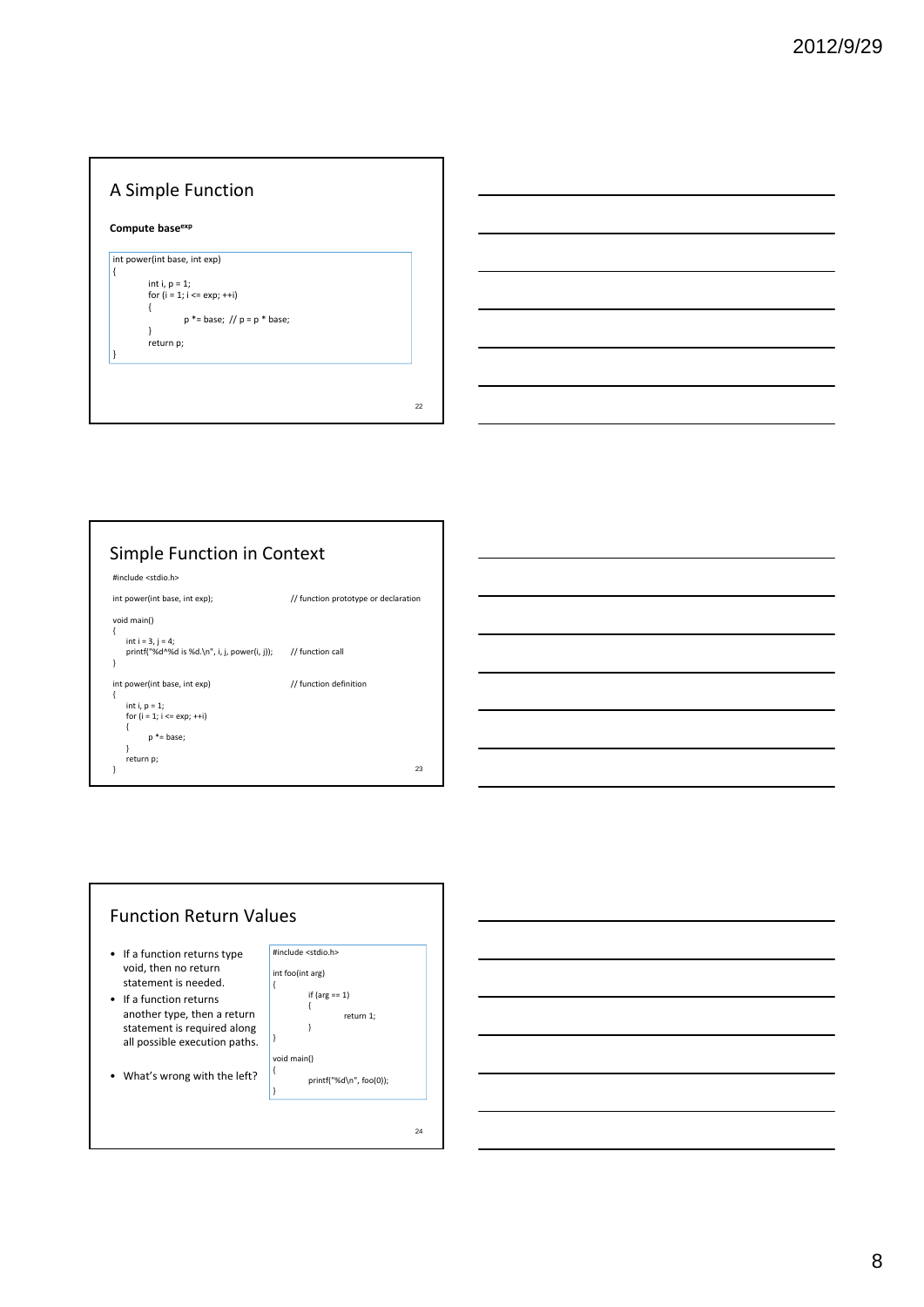## A Simple Function

**Compute base$^{exp}$**

```
int power(int base, int exp)
{
        int i, p = 1;
        for (i = 1; i <= exp; ++i)
        {
                p *= base;  // p = p * base;
        }
        return p;
}
```

## Simple Function in Context

```
#include <stdio.h>

int power(int base, int exp);                     // function prototype or declaration

void main()
{
    int i = 3, j = 4;
    printf("%d^%d is %d.\n", i, j, power(i, j));  // function call
}

int power(int base, int exp)                      // function definition
{
    int i, p = 1;
    for (i = 1; i <= exp; ++i)
    {
        p *= base;
    }
    return p;
}
```

## Function Return Values

- If a function returns type void, then no return statement is needed.
- If a function returns another type, then a return statement is required along all possible execution paths.
- What's wrong with the left?

```
#include <stdio.h>

int foo(int arg)
{
        if (arg == 1)
        {
                return 1;
        }
}

void main()
{
        printf("%d\n", foo(0));
}
```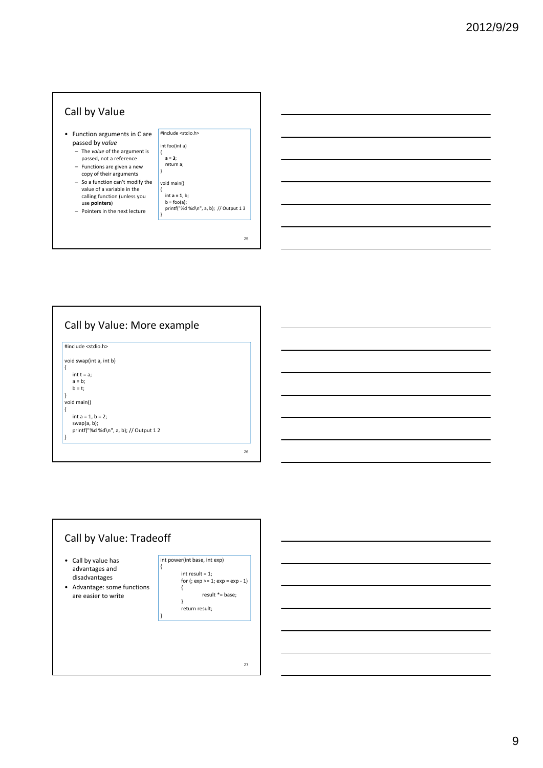## Call by Value

- Function arguments in C are passed by *value*
  - The *value* of the argument is passed, not a reference
  - Functions are given a new copy of their arguments
  - So a function can't modify the value of a variable in the calling function (unless you use **pointers**)
  - Pointers in the next lecture

```
#include <stdio.h>

int foo(int a)
{
    a = 3;
    return a;
}

void main()
{
    int a = 1, b;
    b = foo(a);
    printf("%d %d\n", a, b);  // Output 1 3
}
```

## Call by Value: More example

```
#include <stdio.h>

void swap(int a, int b)
{
    int t = a;
    a = b;
    b = t;
}
void main()
{
    int a = 1, b = 2;
    swap(a, b);
    printf("%d %d\n", a, b); // Output 1 2
}
```

## Call by Value: Tradeoff

- Call by value has advantages and disadvantages
- Advantage: some functions are easier to write

```
int power(int base, int exp)
{
        int result = 1;
        for (; exp >= 1; exp = exp - 1)
        {
                result *= base;
        }
        return result;
}
```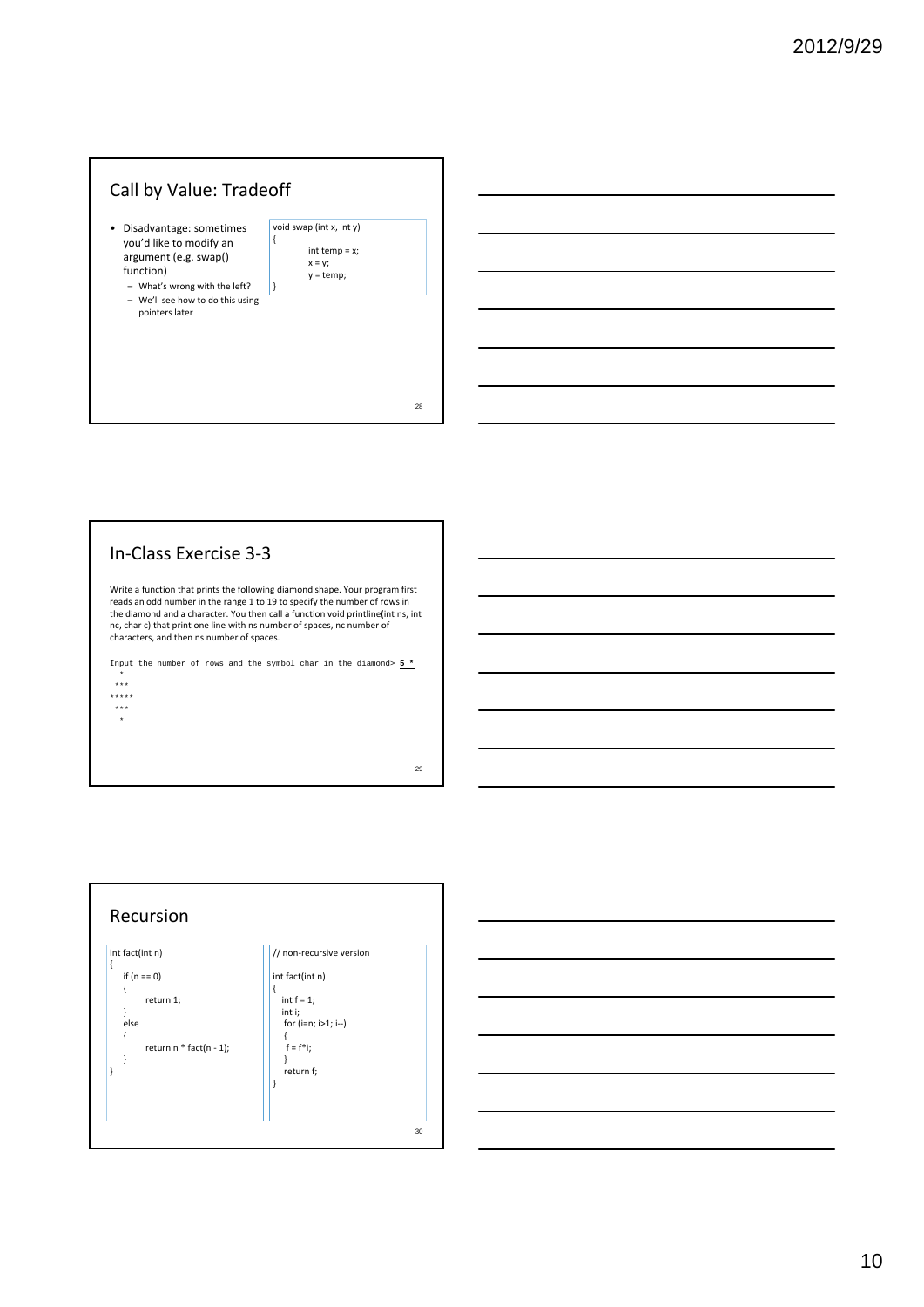## Call by Value: Tradeoff

- Disadvantage: sometimes you'd like to modify an argument (e.g. swap() function)
  - What's wrong with the left?
  - We'll see how to do this using pointers later

```
void swap (int x, int y)
{
        int temp = x;
        x = y;
        y = temp;
}
```

## In-Class Exercise 3-3

Write a function that prints the following diamond shape. Your program first reads an odd number in the range 1 to 19 to specify the number of rows in the diamond and a character. You then call a function void printline(int ns, int nc, char c) that print one line with ns number of spaces, nc number of characters, and then ns number of spaces.

```
Input the number of rows and the symbol char in the diamond> 5 *
  *
 ***
*****
 ***
  *
```

## Recursion

```
int fact(int n)
{
    if (n == 0)
    {
        return 1;
    }
    else
    {
        return n * fact(n - 1);
    }
}
```

```
// non-recursive version

int fact(int n)
{
   int f = 1;
   int i;
   for (i=n; i>1; i--)
   {
    f = f*i;
   }
   return f;
}
```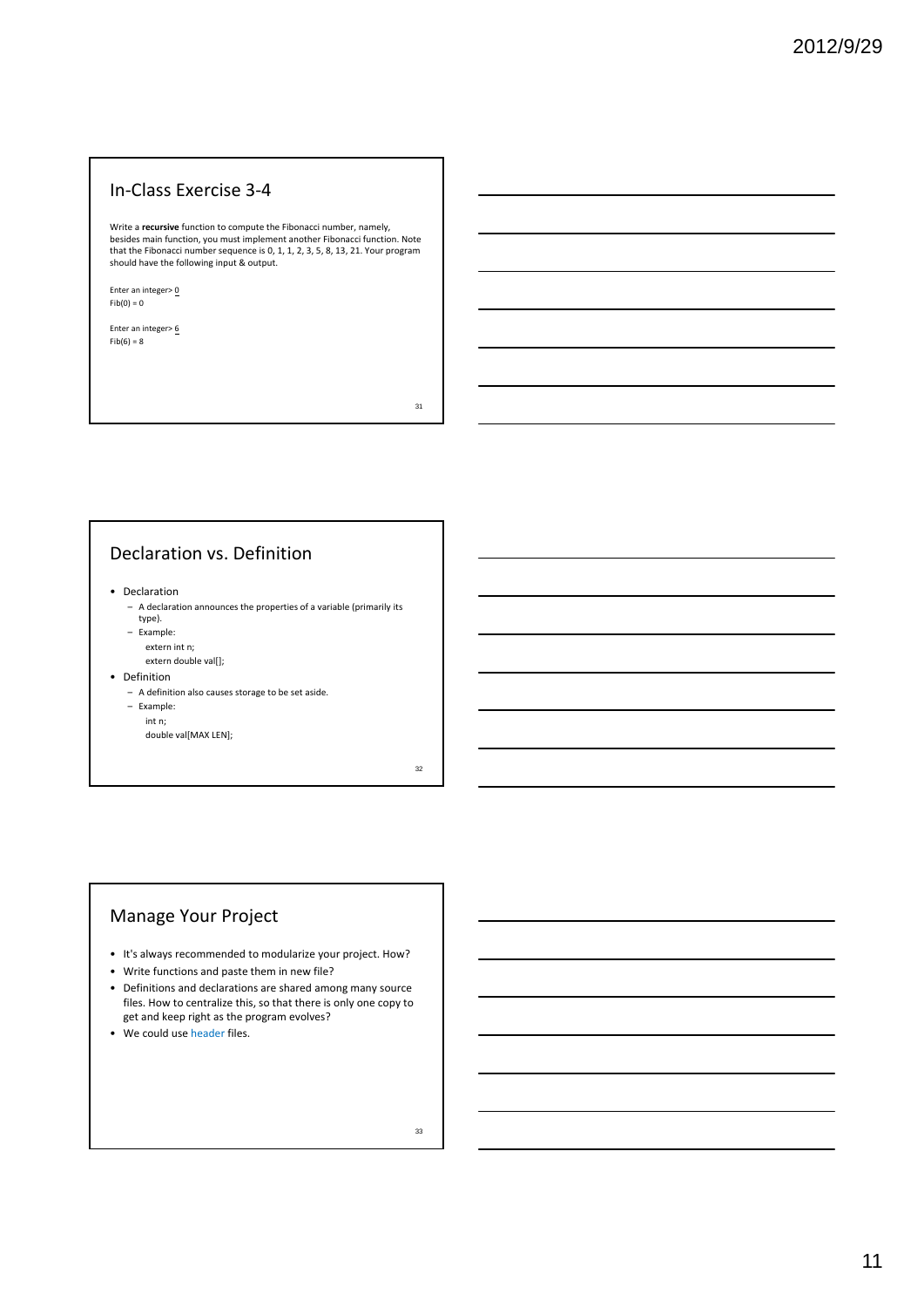## In-Class Exercise 3-4

Write a **recursive** function to compute the Fibonacci number, namely, besides main function, you must implement another Fibonacci function. Note that the Fibonacci number sequence is 0, 1, 1, 2, 3, 5, 8, 13, 21. Your program should have the following input & output.

```
Enter an integer> 0
Fib(0) = 0

Enter an integer> 6
Fib(6) = 8
```

## Declaration vs. Definition

- Declaration
  - A declaration announces the properties of a variable (primarily its type).
  - Example:
    ```
    extern int n;
    extern double val[];
    ```
- Definition
  - A definition also causes storage to be set aside.
  - Example:
    ```
    int n;
    double val[MAX LEN];
    ```

## Manage Your Project

- It's always recommended to modularize your project. How?
- Write functions and paste them in new file?
- Definitions and declarations are shared among many source files. How to centralize this, so that there is only one copy to get and keep right as the program evolves?
- We could use header files.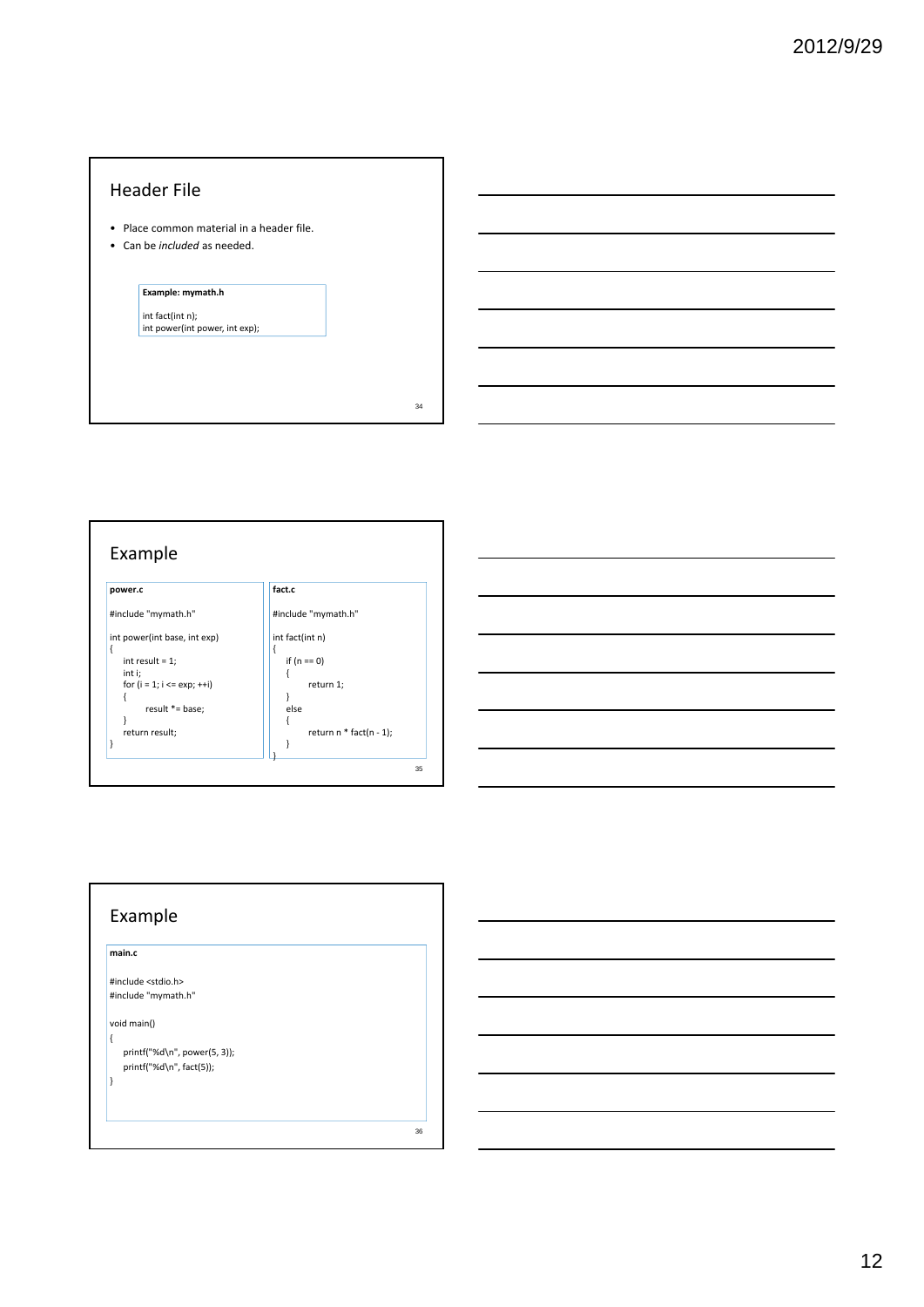## Header File

- Place common material in a header file.
- Can be *included* as needed.

**Example: mymath.h**

```
int fact(int n);
int power(int power, int exp);
```

## Example

**power.c**

```
#include "mymath.h"

int power(int base, int exp)
{
    int result = 1;
    int i;
    for (i = 1; i <= exp; ++i)
    {
        result *= base;
    }
    return result;
}
```

**fact.c**

```
#include "mymath.h"

int fact(int n)
{
    if (n == 0)
    {
        return 1;
    }
    else
    {
        return n * fact(n - 1);
    }
}
```

## Example

**main.c**

```
#include <stdio.h>
#include "mymath.h"

void main()
{
    printf("%d\n", power(5, 3));
    printf("%d\n", fact(5));
}
```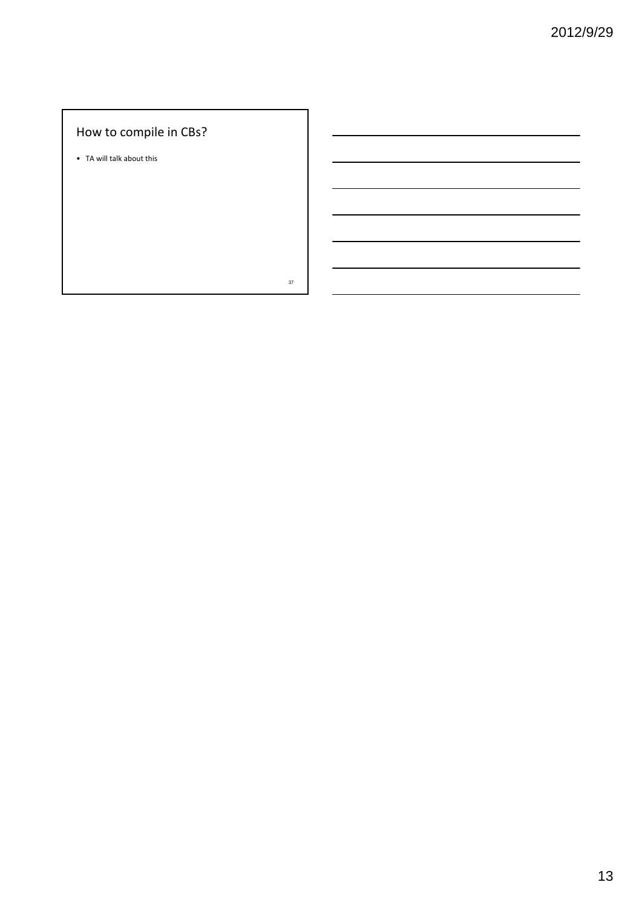## How to compile in CBs?

- TA will talk about this